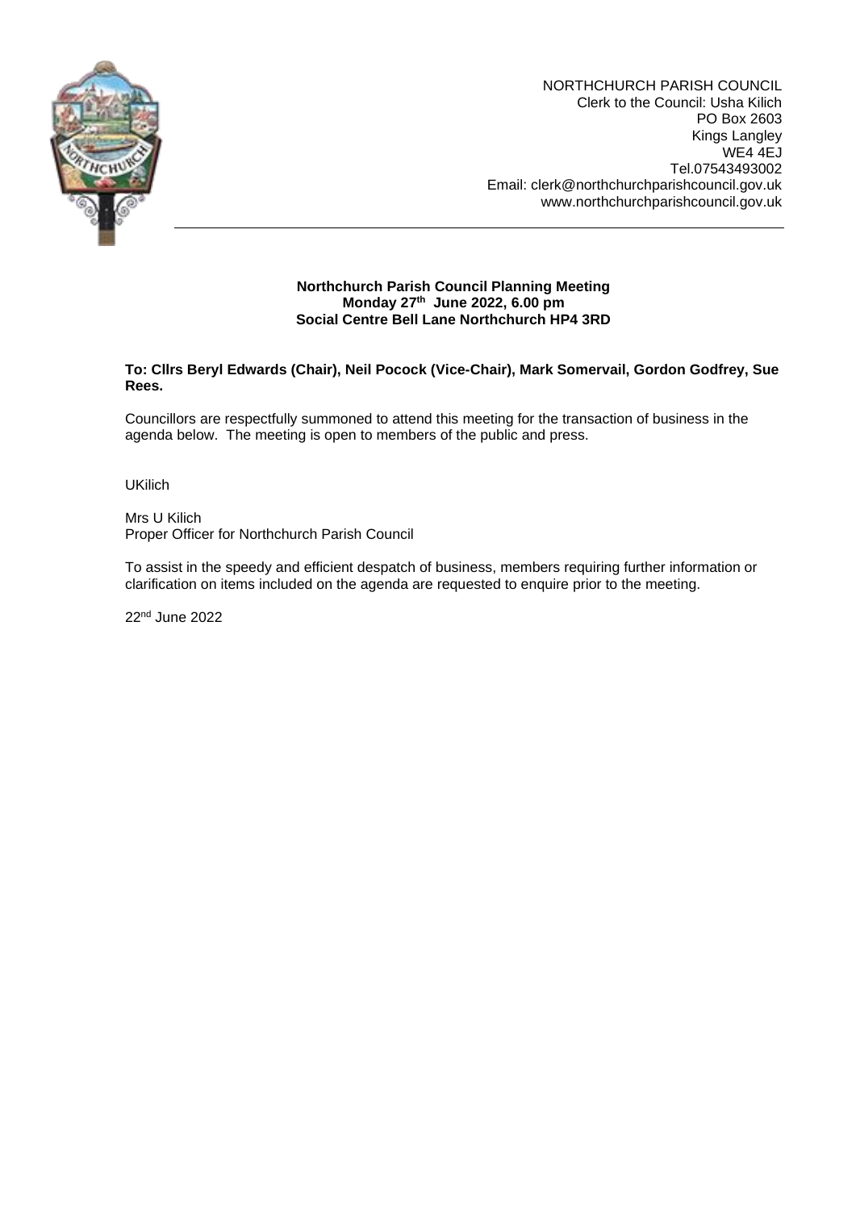NORTHCHURCH PARISH COUNCIL
Clerk to the Council: Usha Kilich
PO Box 2603
Kings Langley
WE4 4EJ
Tel.07543493002
Email: clerk@northchurchparishcouncil.gov.uk
www.northchurchparishcouncil.gov.uk

---

**Northchurch Parish Council Planning Meeting**
**Monday 27th June 2022, 6.00 pm**
**Social Centre Bell Lane Northchurch HP4 3RD**

**To: Cllrs Beryl Edwards (Chair), Neil Pocock (Vice-Chair), Mark Somervail, Gordon Godfrey, Sue Rees.**

Councillors are respectfully summoned to attend this meeting for the transaction of business in the agenda below. The meeting is open to members of the public and press.

UKilich

Mrs U Kilich
Proper Officer for Northchurch Parish Council

To assist in the speedy and efficient despatch of business, members requiring further information or clarification on items included on the agenda are requested to enquire prior to the meeting.

22nd June 2022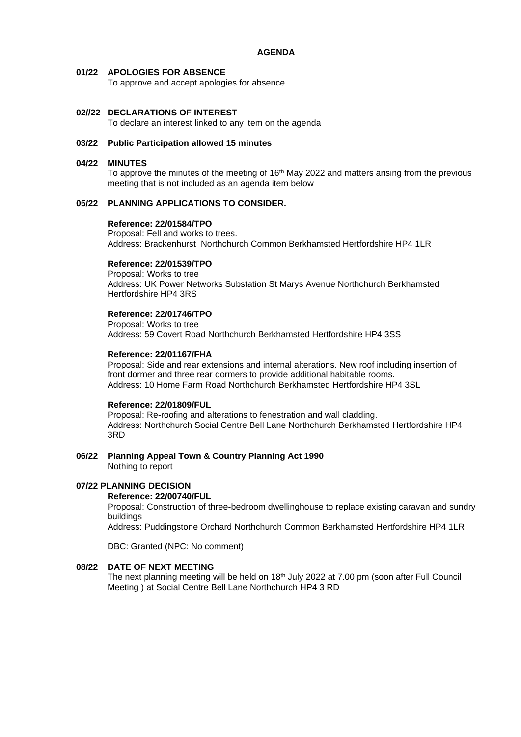# AGENDA

**01/22 APOLOGIES FOR ABSENCE**

To approve and accept apologies for absence.

**02//22 DECLARATIONS OF INTEREST**

To declare an interest linked to any item on the agenda

**03/22 Public Participation allowed 15 minutes**

**04/22 MINUTES**

To approve the minutes of the meeting of 16th May 2022 and matters arising from the previous meeting that is not included as an agenda item below

**05/22 PLANNING APPLICATIONS TO CONSIDER.**

**Reference: 22/01584/TPO**
Proposal: Fell and works to trees.
Address: Brackenhurst Northchurch Common Berkhamsted Hertfordshire HP4 1LR

**Reference: 22/01539/TPO**
Proposal: Works to tree
Address: UK Power Networks Substation St Marys Avenue Northchurch Berkhamsted Hertfordshire HP4 3RS

**Reference: 22/01746/TPO**
Proposal: Works to tree
Address: 59 Covert Road Northchurch Berkhamsted Hertfordshire HP4 3SS

**Reference: 22/01167/FHA**
Proposal: Side and rear extensions and internal alterations. New roof including insertion of front dormer and three rear dormers to provide additional habitable rooms.
Address: 10 Home Farm Road Northchurch Berkhamsted Hertfordshire HP4 3SL

**Reference: 22/01809/FUL**
Proposal: Re-roofing and alterations to fenestration and wall cladding.
Address: Northchurch Social Centre Bell Lane Northchurch Berkhamsted Hertfordshire HP4 3RD

**06/22 Planning Appeal Town & Country Planning Act 1990**

Nothing to report

**07/22 PLANNING DECISION**

**Reference: 22/00740/FUL**
Proposal: Construction of three-bedroom dwellinghouse to replace existing caravan and sundry buildings
Address: Puddingstone Orchard Northchurch Common Berkhamsted Hertfordshire HP4 1LR

DBC: Granted (NPC: No comment)

**08/22 DATE OF NEXT MEETING**

The next planning meeting will be held on 18th July 2022 at 7.00 pm (soon after Full Council Meeting ) at Social Centre Bell Lane Northchurch HP4 3 RD